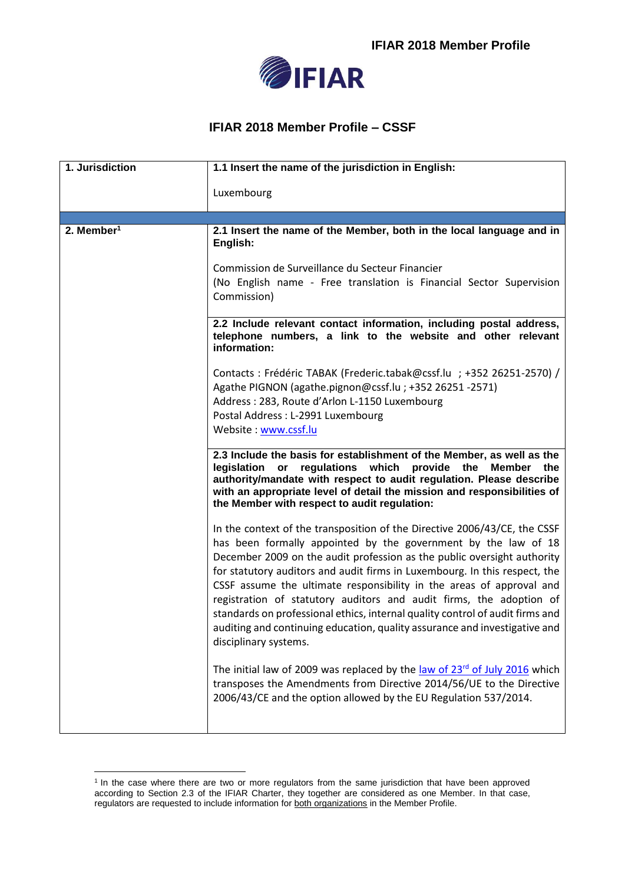# IFIAR 2018 Member Profile – CSSF

| 1. Jurisdiction | 1.1 Insert the name of the jurisdiction in English: |
|---|---|
| | Luxembourg |
| | |
| 2. Member[1] | **2.1 Insert the name of the Member, both in the local language and in English:** |
| | Commission de Surveillance du Secteur Financier<br>(No English name - Free translation is Financial Sector Supervision Commission) |
| | **2.2 Include relevant contact information, including postal address, telephone numbers, a link to the website and other relevant information:** |
| | Contacts : Frédéric TABAK (Frederic.tabak@cssf.lu ; +352 26251-2570) / Agathe PIGNON (agathe.pignon@cssf.lu ; +352 26251 -2571)<br>Address : 283, Route d'Arlon L-1150 Luxembourg<br>Postal Address : L-2991 Luxembourg<br>Website : [www.cssf.lu](www.cssf.lu) |
| | **2.3 Include the basis for establishment of the Member, as well as the legislation or regulations which provide the Member the authority/mandate with respect to audit regulation. Please describe with an appropriate level of detail the mission and responsibilities of the Member with respect to audit regulation:** |
| | In the context of the transposition of the Directive 2006/43/CE, the CSSF has been formally appointed by the government by the law of 18 December 2009 on the audit profession as the public oversight authority for statutory auditors and audit firms in Luxembourg. In this respect, the CSSF assume the ultimate responsibility in the areas of approval and registration of statutory auditors and audit firms, the adoption of standards on professional ethics, internal quality control of audit firms and auditing and continuing education, quality assurance and investigative and disciplinary systems.<br><br>The initial law of 2009 was replaced by the law of 23rd of July 2016 which transposes the Amendments from Directive 2014/56/UE to the Directive 2006/43/CE and the option allowed by the EU Regulation 537/2014. |

[1] In the case where there are two or more regulators from the same jurisdiction that have been approved according to Section 2.3 of the IFIAR Charter, they together are considered as one Member. In that case, regulators are requested to include information for both organizations in the Member Profile.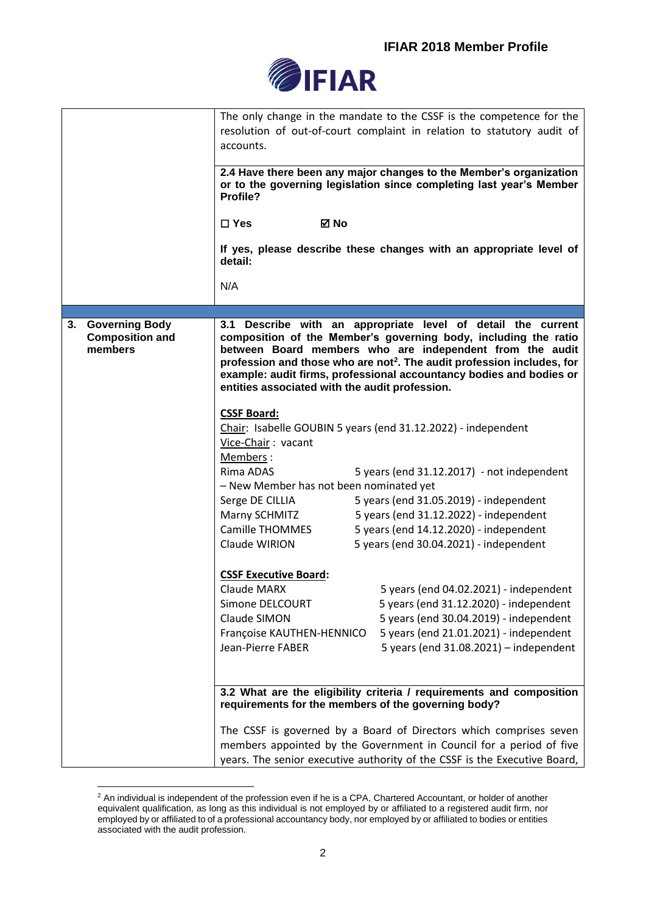| | |
|---|---|
| | The only change in the mandate to the CSSF is the competence for the resolution of out-of-court complaint in relation to statutory audit of accounts. |
| | **2.4 Have there been any major changes to the Member's organization or to the governing legislation since completing last year's Member Profile?**<br><br>☐ **Yes** ☑ **No**<br><br>**If yes, please describe these changes with an appropriate level of detail:**<br><br>N/A |
| | |
| **3. Governing Body Composition and members** | **3.1 Describe with an appropriate level of detail the current composition of the Member's governing body, including the ratio between Board members who are independent from the audit profession and those who are not[2]. The audit profession includes, for example: audit firms, professional accountancy bodies and bodies or entities associated with the audit profession.**<br><br>**CSSF Board:**<br>Chair: Isabelle GOUBIN 5 years (end 31.12.2022) - independent<br>Vice-Chair : vacant<br>Members :<br>Rima ADAS 5 years (end 31.12.2017) - not independent<br>– New Member has not been nominated yet<br>Serge DE CILLIA 5 years (end 31.05.2019) - independent<br>Marny SCHMITZ 5 years (end 31.12.2022) - independent<br>Camille THOMMES 5 years (end 14.12.2020) - independent<br>Claude WIRION 5 years (end 30.04.2021) - independent<br><br>**CSSF Executive Board:**<br>Claude MARX 5 years (end 04.02.2021) - independent<br>Simone DELCOURT 5 years (end 31.12.2020) - independent<br>Claude SIMON 5 years (end 30.04.2019) - independent<br>Françoise KAUTHEN-HENNICO 5 years (end 21.01.2021) - independent<br>Jean-Pierre FABER 5 years (end 31.08.2021) – independent |
| | **3.2 What are the eligibility criteria / requirements and composition requirements for the members of the governing body?**<br><br>The CSSF is governed by a Board of Directors which comprises seven members appointed by the Government in Council for a period of five years. The senior executive authority of the CSSF is the Executive Board, |

[2] An individual is independent of the profession even if he is a CPA, Chartered Accountant, or holder of another equivalent qualification, as long as this individual is not employed by or affiliated to a registered audit firm, nor employed by or affiliated to of a professional accountancy body, nor employed by or affiliated to bodies or entities associated with the audit profession.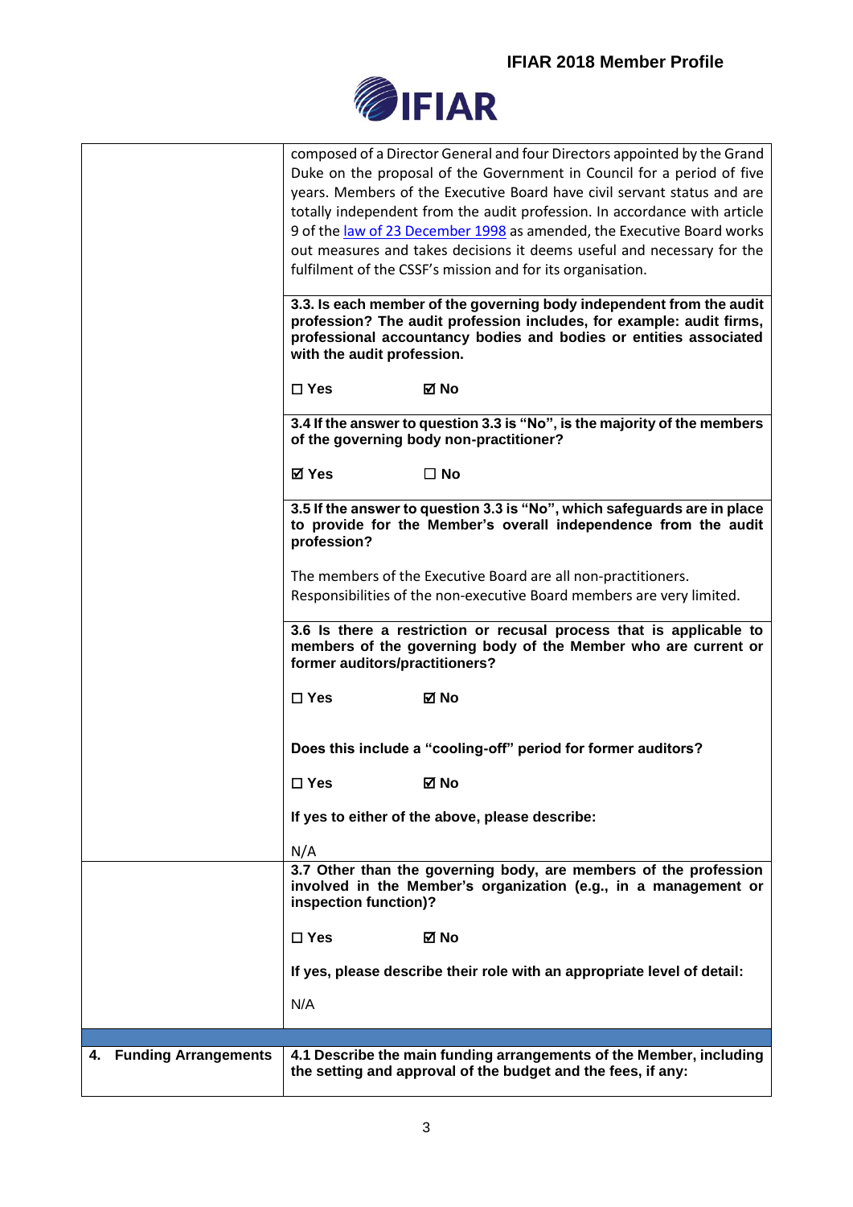| | |
|---|---|
| | composed of a Director General and four Directors appointed by the Grand Duke on the proposal of the Government in Council for a period of five years. Members of the Executive Board have civil servant status and are totally independent from the audit profession. In accordance with article 9 of the law of 23 December 1998 as amended, the Executive Board works out measures and takes decisions it deems useful and necessary for the fulfilment of the CSSF's mission and for its organisation. |
| | **3.3. Is each member of the governing body independent from the audit profession? The audit profession includes, for example: audit firms, professional accountancy bodies and bodies or entities associated with the audit profession.**<br><br>☐ **Yes** ☑ **No** |
| | **3.4 If the answer to question 3.3 is "No", is the majority of the members of the governing body non-practitioner?**<br><br>☑ **Yes** ☐ **No** |
| | **3.5 If the answer to question 3.3 is "No", which safeguards are in place to provide for the Member's overall independence from the audit profession?**<br><br>The members of the Executive Board are all non-practitioners.<br>Responsibilities of the non-executive Board members are very limited. |
| | **3.6 Is there a restriction or recusal process that is applicable to members of the governing body of the Member who are current or former auditors/practitioners?**<br><br>☐ **Yes** ☑ **No**<br><br>**Does this include a "cooling-off" period for former auditors?**<br><br>☐ **Yes** ☑ **No**<br><br>**If yes to either of the above, please describe:**<br><br>N/A |
| | **3.7 Other than the governing body, are members of the profession involved in the Member's organization (e.g., in a management or inspection function)?**<br><br>☐ **Yes** ☑ **No**<br><br>**If yes, please describe their role with an appropriate level of detail:**<br><br>N/A |
| | |
| **4. Funding Arrangements** | **4.1 Describe the main funding arrangements of the Member, including the setting and approval of the budget and the fees, if any:** |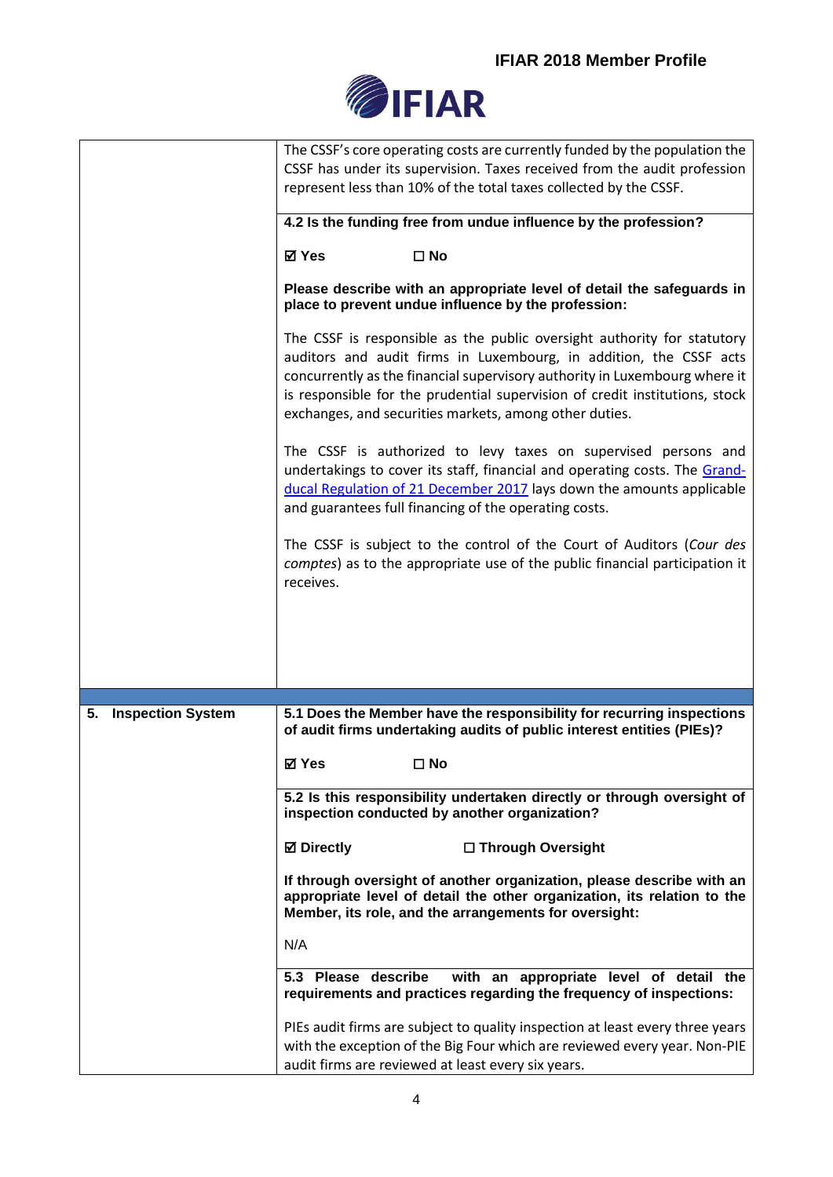| | |
|---|---|
| | The CSSF's core operating costs are currently funded by the population the CSSF has under its supervision. Taxes received from the audit profession represent less than 10% of the total taxes collected by the CSSF. |
| | **4.2 Is the funding free from undue influence by the profession?**<br><br>**☑ Yes ☐ No**<br><br>**Please describe with an appropriate level of detail the safeguards in place to prevent undue influence by the profession:**<br><br>The CSSF is responsible as the public oversight authority for statutory auditors and audit firms in Luxembourg, in addition, the CSSF acts concurrently as the financial supervisory authority in Luxembourg where it is responsible for the prudential supervision of credit institutions, stock exchanges, and securities markets, among other duties.<br><br>The CSSF is authorized to levy taxes on supervised persons and undertakings to cover its staff, financial and operating costs. The Grand-ducal Regulation of 21 December 2017 lays down the amounts applicable and guarantees full financing of the operating costs.<br><br>The CSSF is subject to the control of the Court of Auditors (*Cour des comptes*) as to the appropriate use of the public financial participation it receives. |
| **5. Inspection System** | **5.1 Does the Member have the responsibility for recurring inspections of audit firms undertaking audits of public interest entities (PIEs)?**<br><br>**☑ Yes ☐ No** |
| | **5.2 Is this responsibility undertaken directly or through oversight of inspection conducted by another organization?**<br><br>**☑ Directly ☐ Through Oversight**<br><br>**If through oversight of another organization, please describe with an appropriate level of detail the other organization, its relation to the Member, its role, and the arrangements for oversight:**<br><br>N/A |
| | **5.3 Please describe with an appropriate level of detail the requirements and practices regarding the frequency of inspections:**<br><br>PIEs audit firms are subject to quality inspection at least every three years with the exception of the Big Four which are reviewed every year. Non-PIE audit firms are reviewed at least every six years. |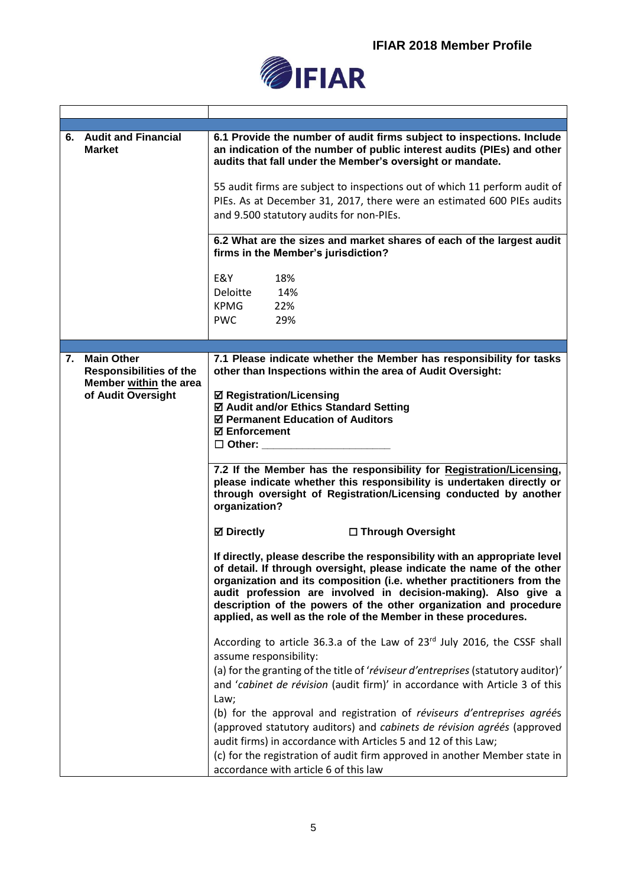| | |
|---|---|
| **6. Audit and Financial Market** | **6.1 Provide the number of audit firms subject to inspections. Include an indication of the number of public interest audits (PIEs) and other audits that fall under the Member's oversight or mandate.**<br><br>55 audit firms are subject to inspections out of which 11 perform audit of PIEs. As at December 31, 2017, there were an estimated 600 PIEs audits and 9.500 statutory audits for non-PIEs. |
| | **6.2 What are the sizes and market shares of each of the largest audit firms in the Member's jurisdiction?**<br><br>E&Y 18%<br>Deloitte 14%<br>KPMG 22%<br>PWC 29% |
| **7. Main Other Responsibilities of the Member <u>within</u> the area of Audit Oversight** | **7.1 Please indicate whether the Member has responsibility for tasks other than Inspections within the area of Audit Oversight:**<br><br>**☑ Registration/Licensing**<br>**☑ Audit and/or Ethics Standard Setting**<br>**☑ Permanent Education of Auditors**<br>**☑ Enforcement**<br>**☐ Other: \_\_\_\_\_\_\_\_\_\_\_\_\_\_\_\_\_\_\_\_** |
| | **7.2 If the Member has the responsibility for <u>Registration/Licensing</u>, please indicate whether this responsibility is undertaken directly or through oversight of Registration/Licensing conducted by another organization?**<br><br>**☑ Directly ☐ Through Oversight**<br><br>**If directly, please describe the responsibility with an appropriate level of detail. If through oversight, please indicate the name of the other organization and its composition (i.e. whether practitioners from the audit profession are involved in decision-making). Also give a description of the powers of the other organization and procedure applied, as well as the role of the Member in these procedures.**<br><br>According to article 36.3.a of the Law of 23rd July 2016, the CSSF shall assume responsibility:<br>(a) for the granting of the title of '*réviseur d'entreprises* (statutory auditor)' and '*cabinet de révision* (audit firm)' in accordance with Article 3 of this Law;<br>(b) for the approval and registration of *réviseurs d'entreprises agréé*s (approved statutory auditors) and *cabinets de révision agréés* (approved audit firms) in accordance with Articles 5 and 12 of this Law;<br>(c) for the registration of audit firm approved in another Member state in accordance with article 6 of this law |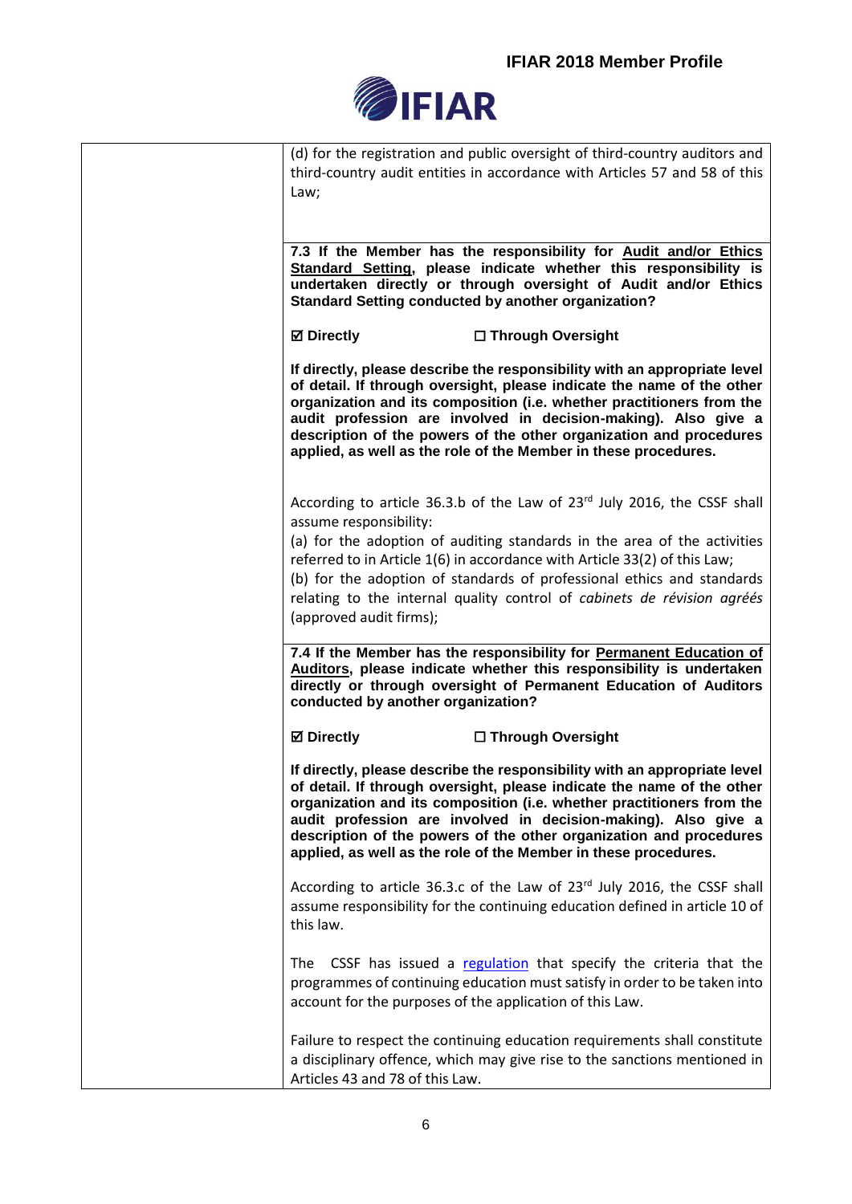| | |
|---|---|
| | (d) for the registration and public oversight of third-country auditors and third-country audit entities in accordance with Articles 57 and 58 of this Law; |
| | **7.3 If the Member has the responsibility for <u>Audit and/or Ethics Standard Setting</u>, please indicate whether this responsibility is undertaken directly or through oversight of Audit and/or Ethics Standard Setting conducted by another organization?**<br><br>**☑ Directly ☐ Through Oversight**<br><br>**If directly, please describe the responsibility with an appropriate level of detail. If through oversight, please indicate the name of the other organization and its composition (i.e. whether practitioners from the audit profession are involved in decision-making). Also give a description of the powers of the other organization and procedures applied, as well as the role of the Member in these procedures.**<br><br>According to article 36.3.b of the Law of 23rd July 2016, the CSSF shall assume responsibility:<br>(a) for the adoption of auditing standards in the area of the activities referred to in Article 1(6) in accordance with Article 33(2) of this Law;<br>(b) for the adoption of standards of professional ethics and standards relating to the internal quality control of *cabinets de révision agréés* (approved audit firms); |
| | **7.4 If the Member has the responsibility for <u>Permanent Education of Auditors</u>, please indicate whether this responsibility is undertaken directly or through oversight of Permanent Education of Auditors conducted by another organization?**<br><br>**☑ Directly ☐ Through Oversight**<br><br>**If directly, please describe the responsibility with an appropriate level of detail. If through oversight, please indicate the name of the other organization and its composition (i.e. whether practitioners from the audit profession are involved in decision-making). Also give a description of the powers of the other organization and procedures applied, as well as the role of the Member in these procedures.**<br><br>According to article 36.3.c of the Law of 23rd July 2016, the CSSF shall assume responsibility for the continuing education defined in article 10 of this law.<br><br>The CSSF has issued a <u>regulation</u> that specify the criteria that the programmes of continuing education must satisfy in order to be taken into account for the purposes of the application of this Law.<br><br>Failure to respect the continuing education requirements shall constitute a disciplinary offence, which may give rise to the sanctions mentioned in Articles 43 and 78 of this Law. |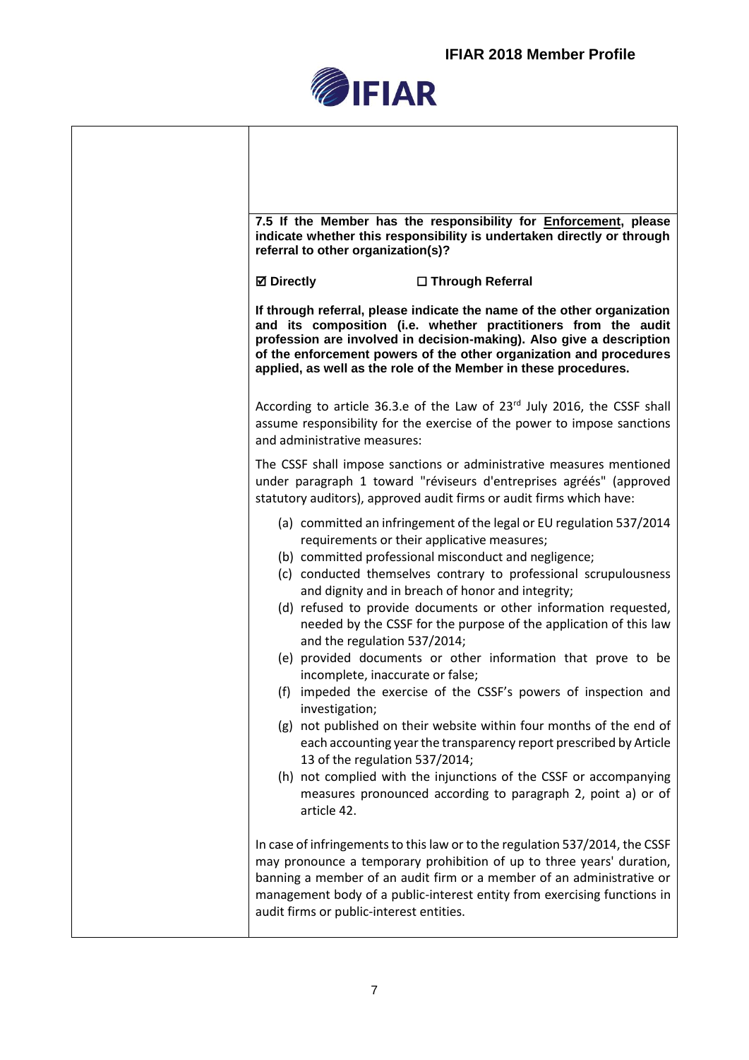**7.5 If the Member has the responsibility for Enforcement, please indicate whether this responsibility is undertaken directly or through referral to other organization(s)?**

**☑ Directly** **☐ Through Referral**

**If through referral, please indicate the name of the other organization and its composition (i.e. whether practitioners from the audit profession are involved in decision-making). Also give a description of the enforcement powers of the other organization and procedures applied, as well as the role of the Member in these procedures.**

According to article 36.3.e of the Law of 23rd July 2016, the CSSF shall assume responsibility for the exercise of the power to impose sanctions and administrative measures:

The CSSF shall impose sanctions or administrative measures mentioned under paragraph 1 toward "réviseurs d'entreprises agréés" (approved statutory auditors), approved audit firms or audit firms which have:

(a) committed an infringement of the legal or EU regulation 537/2014 requirements or their applicative measures;
(b) committed professional misconduct and negligence;
(c) conducted themselves contrary to professional scrupulousness and dignity and in breach of honor and integrity;
(d) refused to provide documents or other information requested, needed by the CSSF for the purpose of the application of this law and the regulation 537/2014;
(e) provided documents or other information that prove to be incomplete, inaccurate or false;
(f) impeded the exercise of the CSSF's powers of inspection and investigation;
(g) not published on their website within four months of the end of each accounting year the transparency report prescribed by Article 13 of the regulation 537/2014;
(h) not complied with the injunctions of the CSSF or accompanying measures pronounced according to paragraph 2, point a) or of article 42.

In case of infringements to this law or to the regulation 537/2014, the CSSF may pronounce a temporary prohibition of up to three years' duration, banning a member of an audit firm or a member of an administrative or management body of a public-interest entity from exercising functions in audit firms or public-interest entities.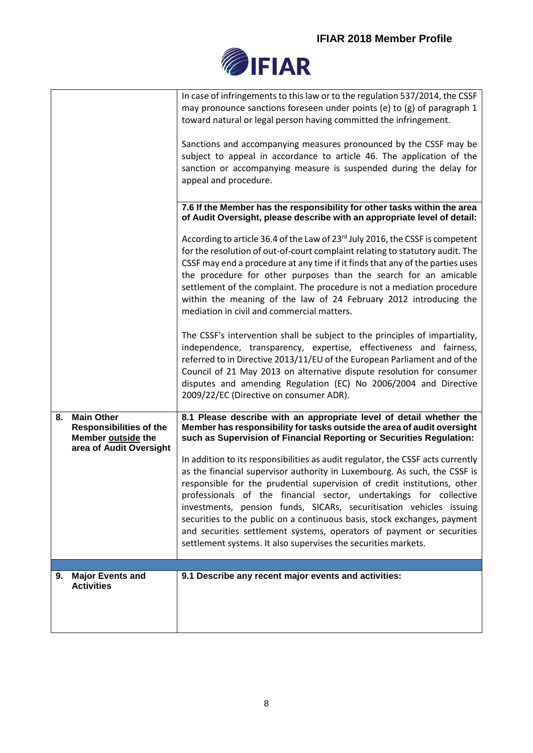| | |
|---|---|
| | In case of infringements to this law or to the regulation 537/2014, the CSSF may pronounce sanctions foreseen under points (e) to (g) of paragraph 1 toward natural or legal person having committed the infringement.<br><br>Sanctions and accompanying measures pronounced by the CSSF may be subject to appeal in accordance to article 46. The application of the sanction or accompanying measure is suspended during the delay for appeal and procedure. |
| | **7.6 If the Member has the responsibility for other tasks within the area of Audit Oversight, please describe with an appropriate level of detail:**<br><br>According to article 36.4 of the Law of 23rd July 2016, the CSSF is competent for the resolution of out-of-court complaint relating to statutory audit. The CSSF may end a procedure at any time if it finds that any of the parties uses the procedure for other purposes than the search for an amicable settlement of the complaint. The procedure is not a mediation procedure within the meaning of the law of 24 February 2012 introducing the mediation in civil and commercial matters.<br><br>The CSSF's intervention shall be subject to the principles of impartiality, independence, transparency, expertise, effectiveness and fairness, referred to in Directive 2013/11/EU of the European Parliament and of the Council of 21 May 2013 on alternative dispute resolution for consumer disputes and amending Regulation (EC) No 2006/2004 and Directive 2009/22/EC (Directive on consumer ADR). |
| **8. Main Other Responsibilities of the Member outside the area of Audit Oversight** | **8.1 Please describe with an appropriate level of detail whether the Member has responsibility for tasks outside the area of audit oversight such as Supervision of Financial Reporting or Securities Regulation:**<br><br>In addition to its responsibilities as audit regulator, the CSSF acts currently as the financial supervisor authority in Luxembourg. As such, the CSSF is responsible for the prudential supervision of credit institutions, other professionals of the financial sector, undertakings for collective investments, pension funds, SICARs, securitisation vehicles issuing securities to the public on a continuous basis, stock exchanges, payment and securities settlement systems, operators of payment or securities settlement systems. It also supervises the securities markets. |
| | |
| **9. Major Events and Activities** | **9.1 Describe any recent major events and activities:** |